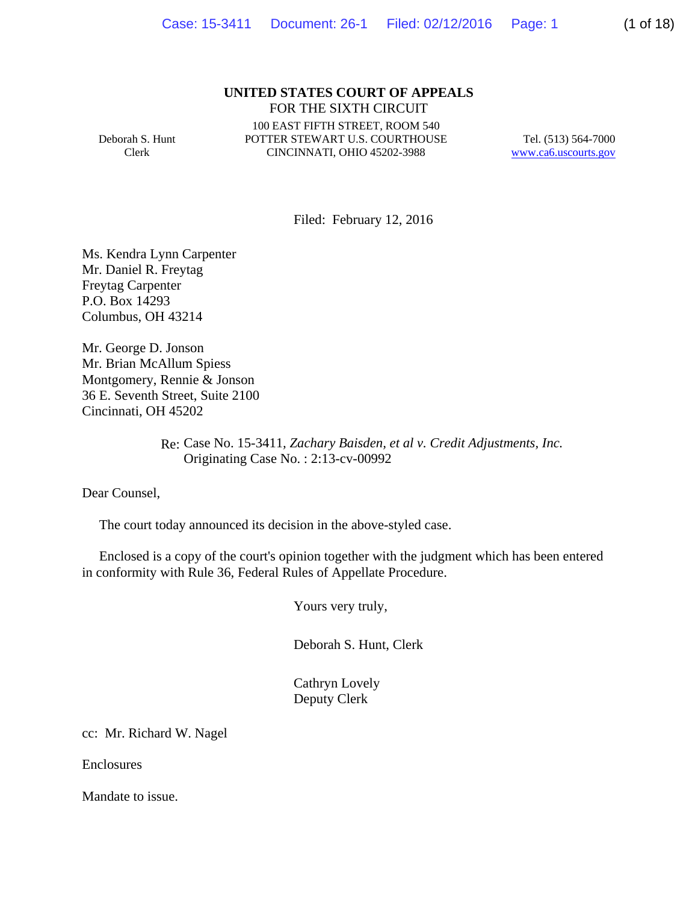**UNITED STATES COURT OF APPEALS**
FOR THE SIXTH CIRCUIT

Deborah S. Hunt
Clerk

100 EAST FIFTH STREET, ROOM 540
POTTER STEWART U.S. COURTHOUSE
CINCINNATI, OHIO 45202-3988

Tel. (513) 564-7000
www.ca6.uscourts.gov

Filed: February 12, 2016

Ms. Kendra Lynn Carpenter
Mr. Daniel R. Freytag
Freytag Carpenter
P.O. Box 14293
Columbus, OH 43214

Mr. George D. Jonson
Mr. Brian McAllum Spiess
Montgomery, Rennie & Jonson
36 E. Seventh Street, Suite 2100
Cincinnati, OH 45202

Re: Case No. 15-3411, *Zachary Baisden, et al v. Credit Adjustments, Inc.*
Originating Case No. : 2:13-cv-00992

Dear Counsel,

The court today announced its decision in the above-styled case.

Enclosed is a copy of the court's opinion together with the judgment which has been entered in conformity with Rule 36, Federal Rules of Appellate Procedure.

Yours very truly,

Deborah S. Hunt, Clerk

Cathryn Lovely
Deputy Clerk

cc: Mr. Richard W. Nagel

Enclosures

Mandate to issue.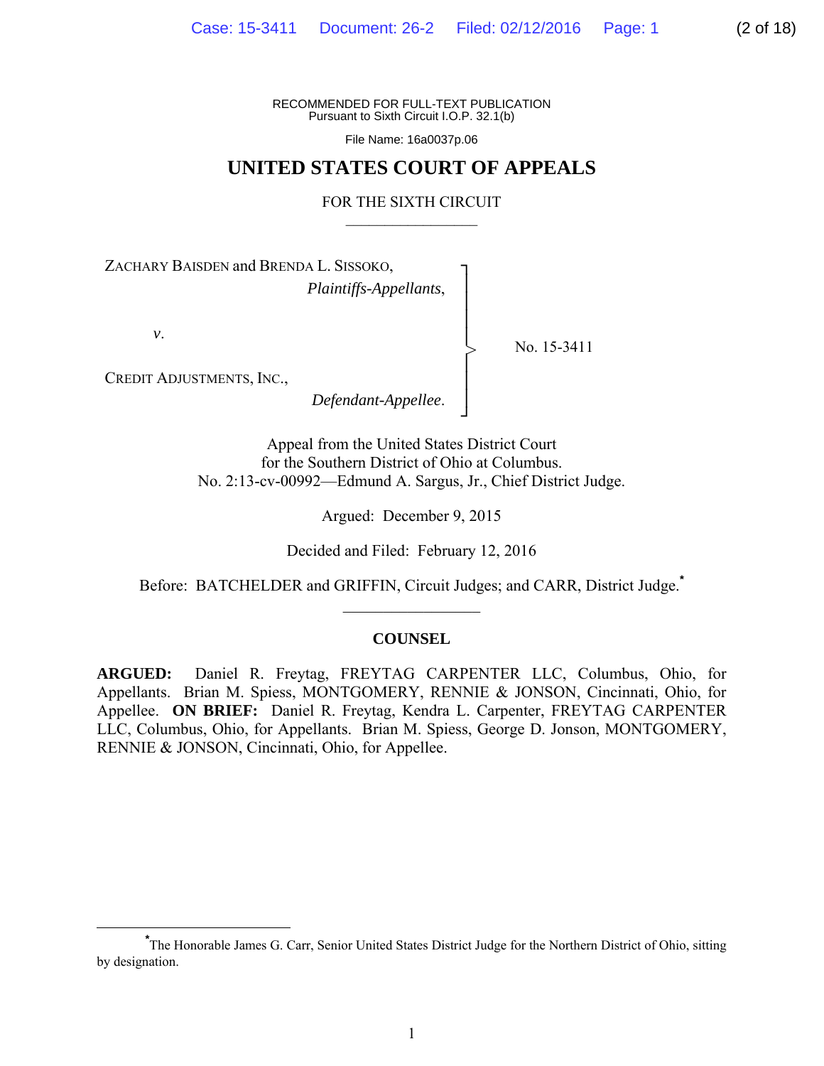RECOMMENDED FOR FULL-TEXT PUBLICATION
Pursuant to Sixth Circuit I.O.P. 32.1(b)

File Name: 16a0037p.06

# UNITED STATES COURT OF APPEALS

## FOR THE SIXTH CIRCUIT

ZACHARY BAISDEN and BRENDA L. SISSOKO,
*Plaintiffs-Appellants*,

*v.*

CREDIT ADJUSTMENTS, INC.,
*Defendant-Appellee*.

No. 15-3411

Appeal from the United States District Court
for the Southern District of Ohio at Columbus.
No. 2:13-cv-00992—Edmund A. Sargus, Jr., Chief District Judge.

Argued: December 9, 2015

Decided and Filed: February 12, 2016

Before: BATCHELDER and GRIFFIN, Circuit Judges; and CARR, District Judge.*

## COUNSEL

**ARGUED:** Daniel R. Freytag, FREYTAG CARPENTER LLC, Columbus, Ohio, for Appellants. Brian M. Spiess, MONTGOMERY, RENNIE & JONSON, Cincinnati, Ohio, for Appellee. **ON BRIEF:** Daniel R. Freytag, Kendra L. Carpenter, FREYTAG CARPENTER LLC, Columbus, Ohio, for Appellants. Brian M. Spiess, George D. Jonson, MONTGOMERY, RENNIE & JONSON, Cincinnati, Ohio, for Appellee.

---

*The Honorable James G. Carr, Senior United States District Judge for the Northern District of Ohio, sitting by designation.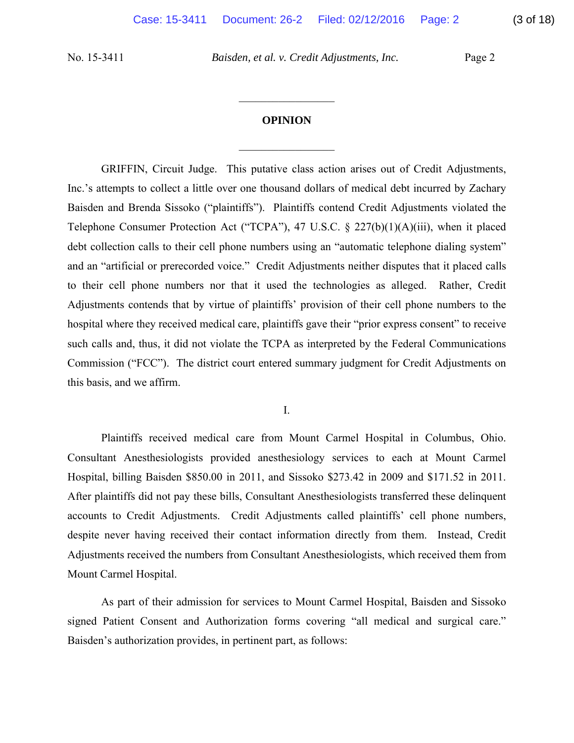## OPINION

GRIFFIN, Circuit Judge. This putative class action arises out of Credit Adjustments, Inc.'s attempts to collect a little over one thousand dollars of medical debt incurred by Zachary Baisden and Brenda Sissoko ("plaintiffs"). Plaintiffs contend Credit Adjustments violated the Telephone Consumer Protection Act ("TCPA"), 47 U.S.C. § 227(b)(1)(A)(iii), when it placed debt collection calls to their cell phone numbers using an "automatic telephone dialing system" and an "artificial or prerecorded voice." Credit Adjustments neither disputes that it placed calls to their cell phone numbers nor that it used the technologies as alleged. Rather, Credit Adjustments contends that by virtue of plaintiffs' provision of their cell phone numbers to the hospital where they received medical care, plaintiffs gave their "prior express consent" to receive such calls and, thus, it did not violate the TCPA as interpreted by the Federal Communications Commission ("FCC"). The district court entered summary judgment for Credit Adjustments on this basis, and we affirm.

### I.

Plaintiffs received medical care from Mount Carmel Hospital in Columbus, Ohio. Consultant Anesthesiologists provided anesthesiology services to each at Mount Carmel Hospital, billing Baisden $850.00 in 2011, and Sissoko $273.42 in 2009 and $171.52 in 2011. After plaintiffs did not pay these bills, Consultant Anesthesiologists transferred these delinquent accounts to Credit Adjustments. Credit Adjustments called plaintiffs' cell phone numbers, despite never having received their contact information directly from them. Instead, Credit Adjustments received the numbers from Consultant Anesthesiologists, which received them from Mount Carmel Hospital.

As part of their admission for services to Mount Carmel Hospital, Baisden and Sissoko signed Patient Consent and Authorization forms covering "all medical and surgical care." Baisden's authorization provides, in pertinent part, as follows: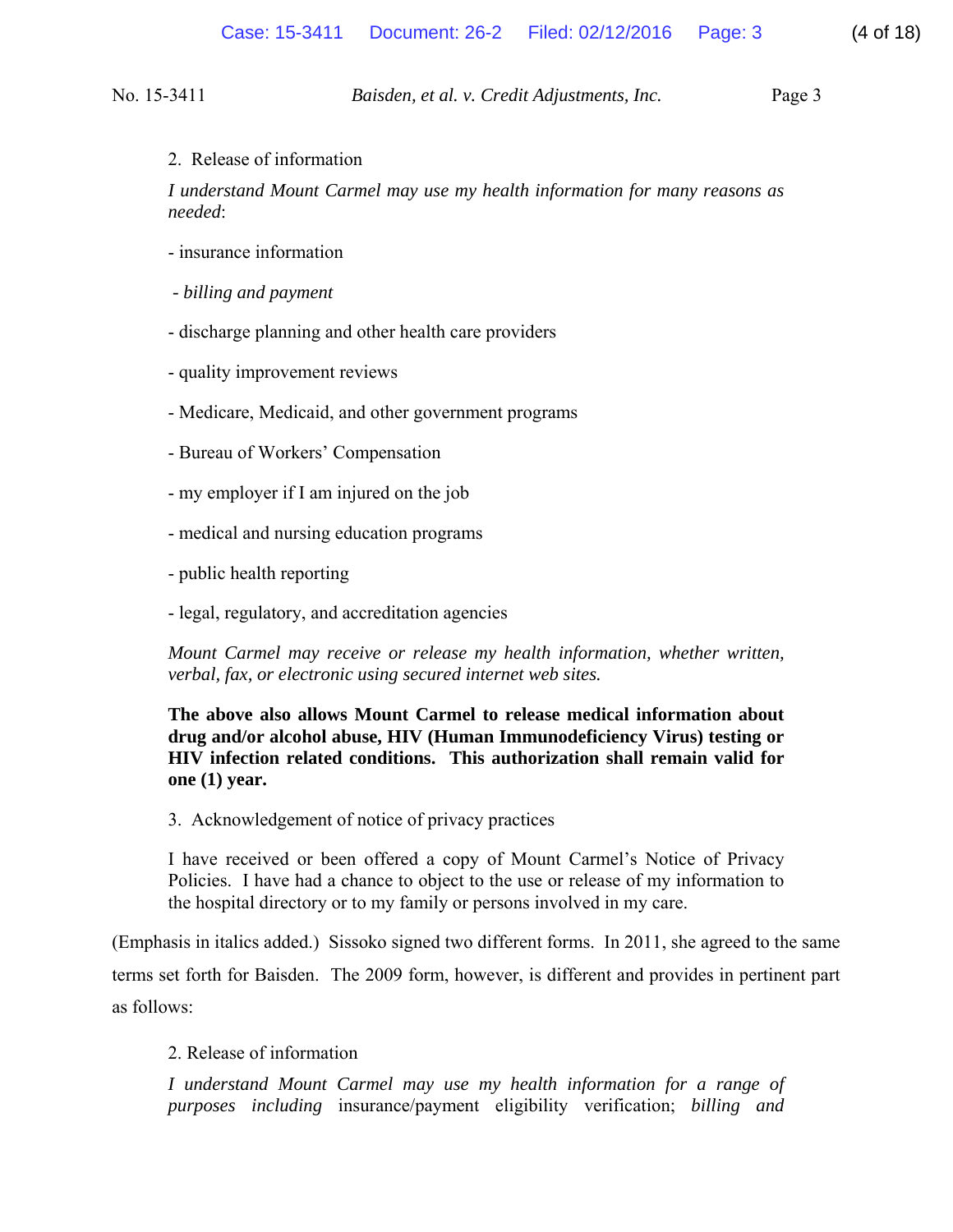2. Release of information

*I understand Mount Carmel may use my health information for many reasons as needed*:

- insurance information

- *billing and payment*

- discharge planning and other health care providers

- quality improvement reviews

- Medicare, Medicaid, and other government programs

- Bureau of Workers' Compensation

- my employer if I am injured on the job

- medical and nursing education programs

- public health reporting

- legal, regulatory, and accreditation agencies

*Mount Carmel may receive or release my health information, whether written, verbal, fax, or electronic using secured internet web sites.*

**The above also allows Mount Carmel to release medical information about drug and/or alcohol abuse, HIV (Human Immunodeficiency Virus) testing or HIV infection related conditions. This authorization shall remain valid for one (1) year.**

3. Acknowledgement of notice of privacy practices

I have received or been offered a copy of Mount Carmel's Notice of Privacy Policies. I have had a chance to object to the use or release of my information to the hospital directory or to my family or persons involved in my care.

(Emphasis in italics added.) Sissoko signed two different forms. In 2011, she agreed to the same terms set forth for Baisden. The 2009 form, however, is different and provides in pertinent part as follows:

2. Release of information

*I understand Mount Carmel may use my health information for a range of purposes including* insurance/payment eligibility verification; *billing and*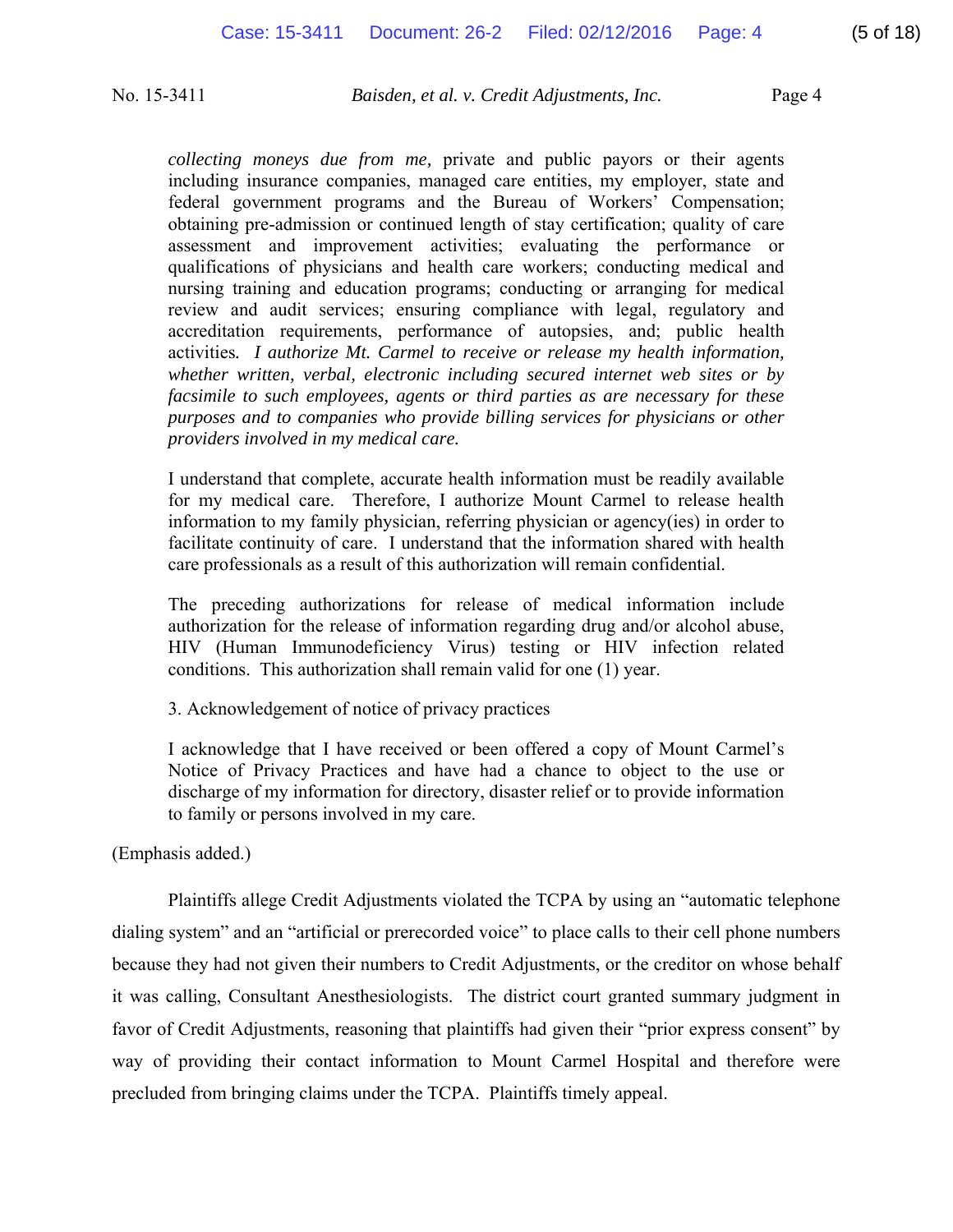> *collecting moneys due from me,* private and public payors or their agents including insurance companies, managed care entities, my employer, state and federal government programs and the Bureau of Workers' Compensation; obtaining pre-admission or continued length of stay certification; quality of care assessment and improvement activities; evaluating the performance or qualifications of physicians and health care workers; conducting medical and nursing training and education programs; conducting or arranging for medical review and audit services; ensuring compliance with legal, regulatory and accreditation requirements, performance of autopsies, and; public health activities*.* *I authorize Mt. Carmel to receive or release my health information, whether written, verbal, electronic including secured internet web sites or by facsimile to such employees, agents or third parties as are necessary for these purposes and to companies who provide billing services for physicians or other providers involved in my medical care.*
>
> I understand that complete, accurate health information must be readily available for my medical care. Therefore, I authorize Mount Carmel to release health information to my family physician, referring physician or agency(ies) in order to facilitate continuity of care. I understand that the information shared with health care professionals as a result of this authorization will remain confidential.
>
> The preceding authorizations for release of medical information include authorization for the release of information regarding drug and/or alcohol abuse, HIV (Human Immunodeficiency Virus) testing or HIV infection related conditions. This authorization shall remain valid for one (1) year.
>
> 3. Acknowledgement of notice of privacy practices
>
> I acknowledge that I have received or been offered a copy of Mount Carmel's Notice of Privacy Practices and have had a chance to object to the use or discharge of my information for directory, disaster relief or to provide information to family or persons involved in my care.

(Emphasis added.)

Plaintiffs allege Credit Adjustments violated the TCPA by using an "automatic telephone dialing system" and an "artificial or prerecorded voice" to place calls to their cell phone numbers because they had not given their numbers to Credit Adjustments, or the creditor on whose behalf it was calling, Consultant Anesthesiologists. The district court granted summary judgment in favor of Credit Adjustments, reasoning that plaintiffs had given their "prior express consent" by way of providing their contact information to Mount Carmel Hospital and therefore were precluded from bringing claims under the TCPA. Plaintiffs timely appeal.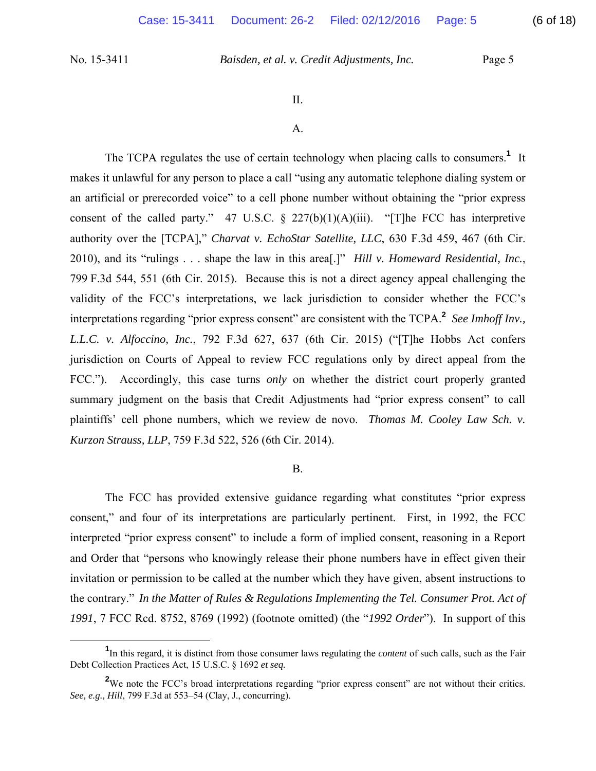## II.

### A.

The TCPA regulates the use of certain technology when placing calls to consumers.[1] It makes it unlawful for any person to place a call "using any automatic telephone dialing system or an artificial or prerecorded voice" to a cell phone number without obtaining the "prior express consent of the called party." 47 U.S.C. § 227(b)(1)(A)(iii). "[T]he FCC has interpretive authority over the [TCPA]," *Charvat v. EchoStar Satellite, LLC*, 630 F.3d 459, 467 (6th Cir. 2010), and its "rulings . . . shape the law in this area[.]" *Hill v. Homeward Residential, Inc.*, 799 F.3d 544, 551 (6th Cir. 2015). Because this is not a direct agency appeal challenging the validity of the FCC's interpretations, we lack jurisdiction to consider whether the FCC's interpretations regarding "prior express consent" are consistent with the TCPA.[2] *See Imhoff Inv., L.L.C. v. Alfoccino, Inc.*, 792 F.3d 627, 637 (6th Cir. 2015) ("[T]he Hobbs Act confers jurisdiction on Courts of Appeal to review FCC regulations only by direct appeal from the FCC."). Accordingly, this case turns *only* on whether the district court properly granted summary judgment on the basis that Credit Adjustments had "prior express consent" to call plaintiffs' cell phone numbers, which we review de novo. *Thomas M. Cooley Law Sch. v. Kurzon Strauss, LLP*, 759 F.3d 522, 526 (6th Cir. 2014).

### B.

The FCC has provided extensive guidance regarding what constitutes "prior express consent," and four of its interpretations are particularly pertinent. First, in 1992, the FCC interpreted "prior express consent" to include a form of implied consent, reasoning in a Report and Order that "persons who knowingly release their phone numbers have in effect given their invitation or permission to be called at the number which they have given, absent instructions to the contrary." *In the Matter of Rules & Regulations Implementing the Tel. Consumer Prot. Act of 1991*, 7 FCC Rcd. 8752, 8769 (1992) (footnote omitted) (the "*1992 Order*"). In support of this

---

[1] In this regard, it is distinct from those consumer laws regulating the *content* of such calls, such as the Fair Debt Collection Practices Act, 15 U.S.C. § 1692 *et seq.*

[2] We note the FCC's broad interpretations regarding "prior express consent" are not without their critics. *See, e.g., Hill*, 799 F.3d at 553–54 (Clay, J., concurring).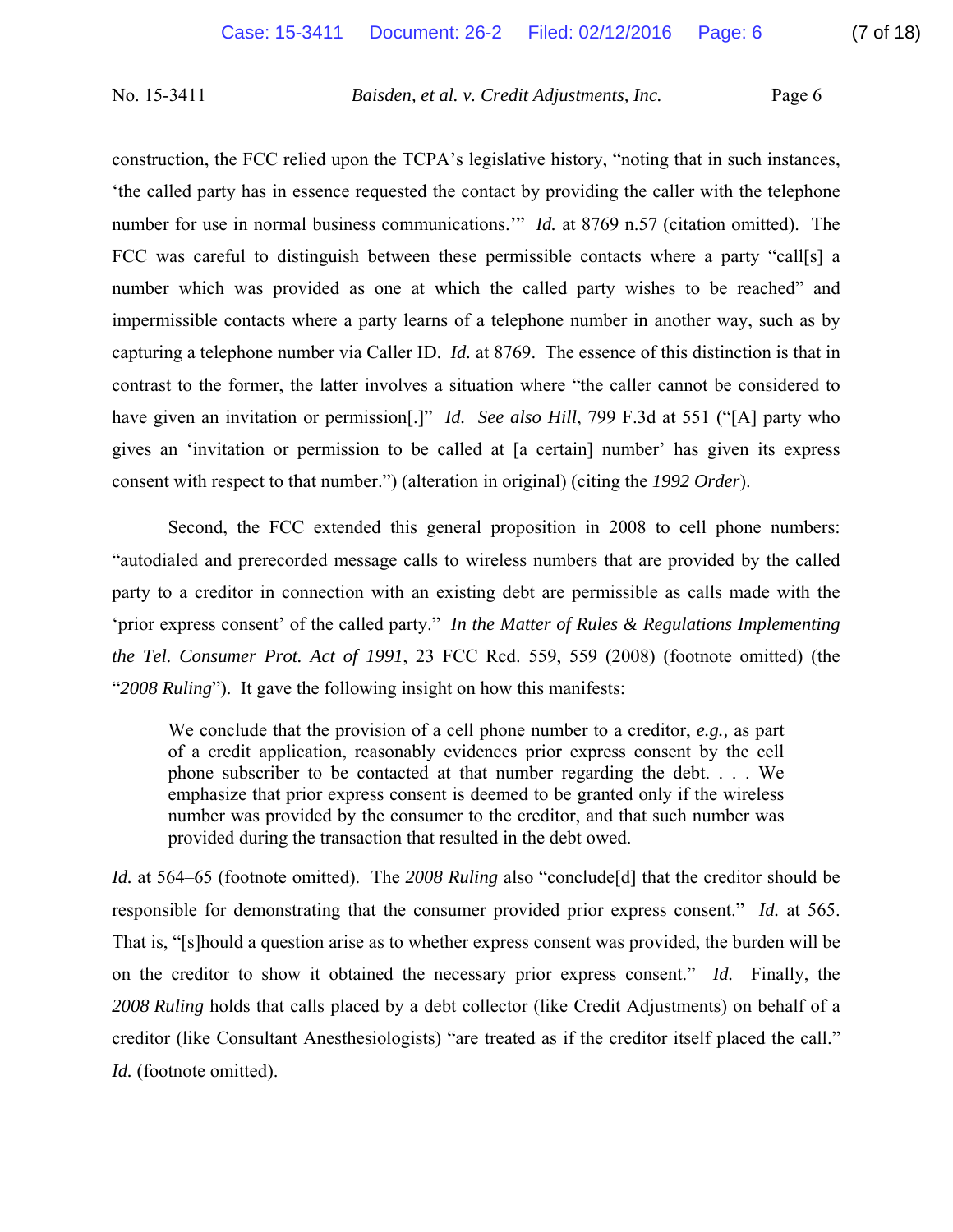construction, the FCC relied upon the TCPA's legislative history, "noting that in such instances, 'the called party has in essence requested the contact by providing the caller with the telephone number for use in normal business communications.'" *Id.* at 8769 n.57 (citation omitted). The FCC was careful to distinguish between these permissible contacts where a party "call[s] a number which was provided as one at which the called party wishes to be reached" and impermissible contacts where a party learns of a telephone number in another way, such as by capturing a telephone number via Caller ID. *Id.* at 8769. The essence of this distinction is that in contrast to the former, the latter involves a situation where "the caller cannot be considered to have given an invitation or permission[.]" *Id. See also Hill*, 799 F.3d at 551 ("[A] party who gives an 'invitation or permission to be called at [a certain] number' has given its express consent with respect to that number.") (alteration in original) (citing the *1992 Order*).

Second, the FCC extended this general proposition in 2008 to cell phone numbers: "autodialed and prerecorded message calls to wireless numbers that are provided by the called party to a creditor in connection with an existing debt are permissible as calls made with the 'prior express consent' of the called party." *In the Matter of Rules & Regulations Implementing the Tel. Consumer Prot. Act of 1991*, 23 FCC Rcd. 559, 559 (2008) (footnote omitted) (the "*2008 Ruling*"). It gave the following insight on how this manifests:

> We conclude that the provision of a cell phone number to a creditor, *e.g.,* as part of a credit application, reasonably evidences prior express consent by the cell phone subscriber to be contacted at that number regarding the debt. . . . We emphasize that prior express consent is deemed to be granted only if the wireless number was provided by the consumer to the creditor, and that such number was provided during the transaction that resulted in the debt owed.

*Id.* at 564–65 (footnote omitted). The *2008 Ruling* also "conclude[d] that the creditor should be responsible for demonstrating that the consumer provided prior express consent." *Id.* at 565. That is, "[s]hould a question arise as to whether express consent was provided, the burden will be on the creditor to show it obtained the necessary prior express consent." *Id.* Finally, the *2008 Ruling* holds that calls placed by a debt collector (like Credit Adjustments) on behalf of a creditor (like Consultant Anesthesiologists) "are treated as if the creditor itself placed the call." *Id.* (footnote omitted).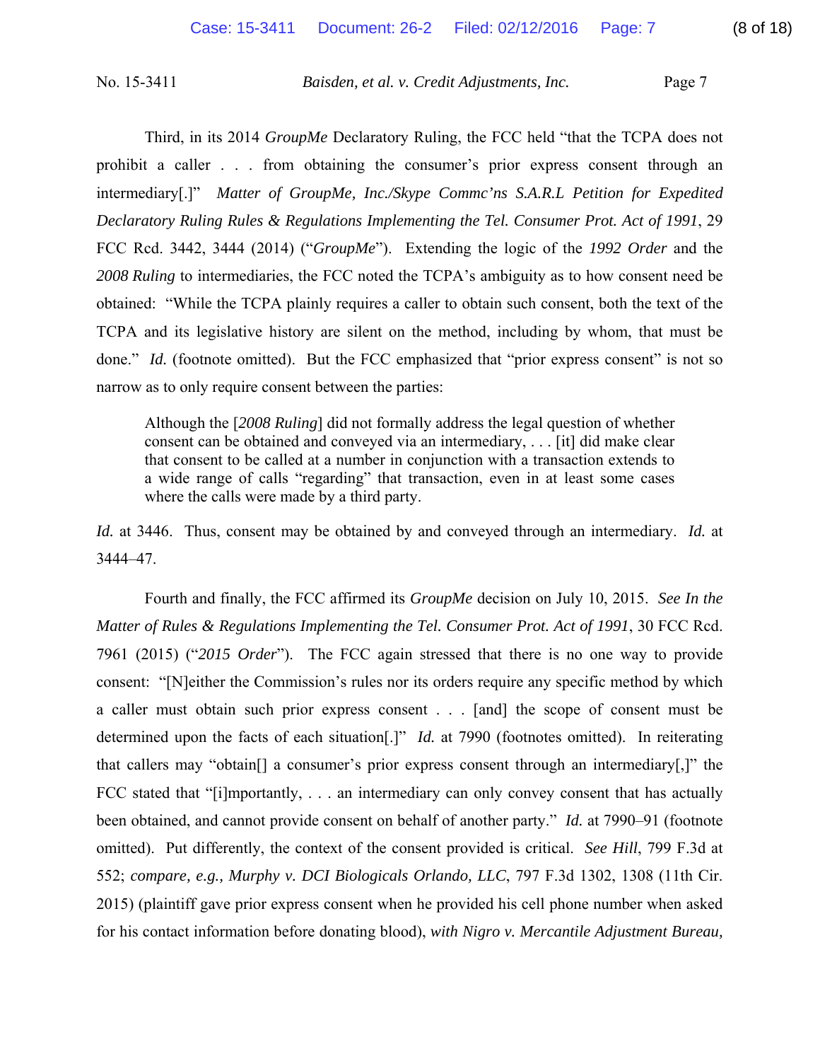Third, in its 2014 *GroupMe* Declaratory Ruling, the FCC held "that the TCPA does not prohibit a caller . . . from obtaining the consumer's prior express consent through an intermediary[.]" *Matter of GroupMe, Inc./Skype Commc'ns S.A.R.L Petition for Expedited Declaratory Ruling Rules & Regulations Implementing the Tel. Consumer Prot. Act of 1991*, 29 FCC Rcd. 3442, 3444 (2014) ("*GroupMe*"). Extending the logic of the *1992 Order* and the *2008 Ruling* to intermediaries, the FCC noted the TCPA's ambiguity as to how consent need be obtained: "While the TCPA plainly requires a caller to obtain such consent, both the text of the TCPA and its legislative history are silent on the method, including by whom, that must be done." *Id.* (footnote omitted). But the FCC emphasized that "prior express consent" is not so narrow as to only require consent between the parties:

> Although the [*2008 Ruling*] did not formally address the legal question of whether consent can be obtained and conveyed via an intermediary, . . . [it] did make clear that consent to be called at a number in conjunction with a transaction extends to a wide range of calls "regarding" that transaction, even in at least some cases where the calls were made by a third party.

*Id.* at 3446. Thus, consent may be obtained by and conveyed through an intermediary. *Id.* at 3444–47.

Fourth and finally, the FCC affirmed its *GroupMe* decision on July 10, 2015. *See In the Matter of Rules & Regulations Implementing the Tel. Consumer Prot. Act of 1991*, 30 FCC Rcd. 7961 (2015) ("*2015 Order*"). The FCC again stressed that there is no one way to provide consent: "[N]either the Commission's rules nor its orders require any specific method by which a caller must obtain such prior express consent . . . [and] the scope of consent must be determined upon the facts of each situation[.]" *Id.* at 7990 (footnotes omitted). In reiterating that callers may "obtain[] a consumer's prior express consent through an intermediary[,]" the FCC stated that "[i]mportantly, . . . an intermediary can only convey consent that has actually been obtained, and cannot provide consent on behalf of another party." *Id.* at 7990–91 (footnote omitted). Put differently, the context of the consent provided is critical. *See Hill*, 799 F.3d at 552; *compare, e.g., Murphy v. DCI Biologicals Orlando, LLC*, 797 F.3d 1302, 1308 (11th Cir. 2015) (plaintiff gave prior express consent when he provided his cell phone number when asked for his contact information before donating blood), *with Nigro v. Mercantile Adjustment Bureau,*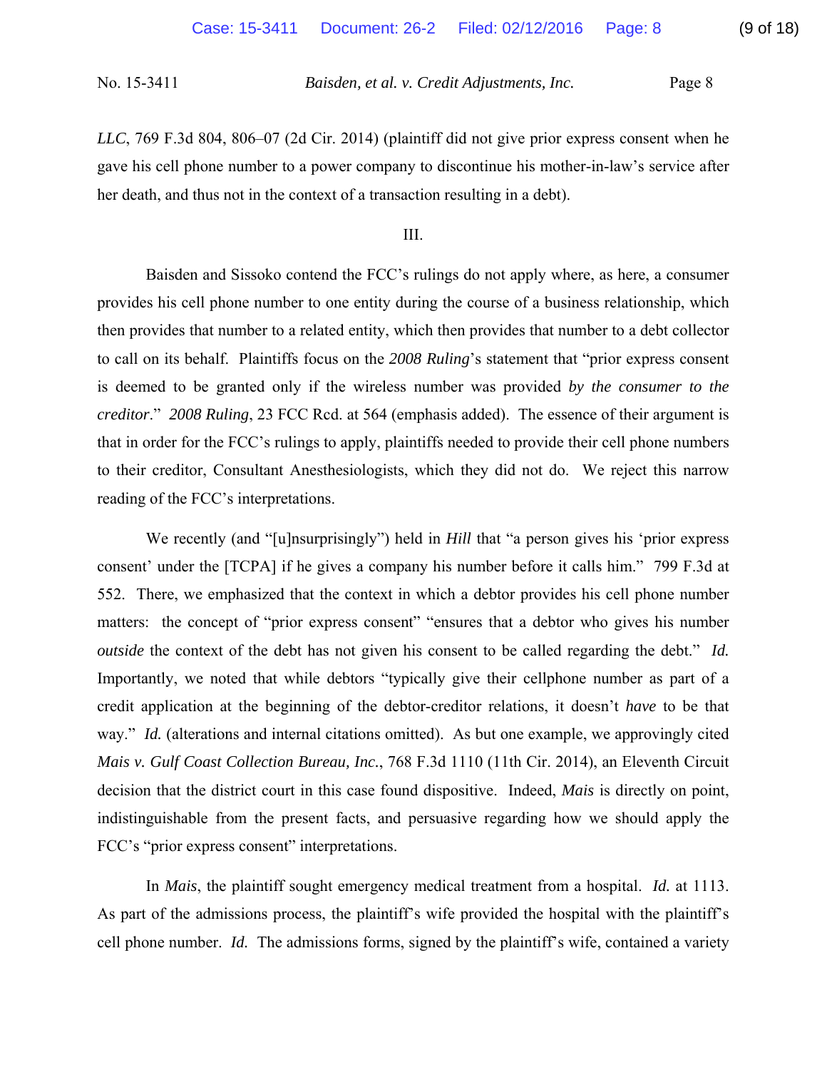*LLC*, 769 F.3d 804, 806–07 (2d Cir. 2014) (plaintiff did not give prior express consent when he gave his cell phone number to a power company to discontinue his mother-in-law's service after her death, and thus not in the context of a transaction resulting in a debt).

III.

Baisden and Sissoko contend the FCC's rulings do not apply where, as here, a consumer provides his cell phone number to one entity during the course of a business relationship, which then provides that number to a related entity, which then provides that number to a debt collector to call on its behalf. Plaintiffs focus on the *2008 Ruling*'s statement that "prior express consent is deemed to be granted only if the wireless number was provided *by the consumer to the creditor*." *2008 Ruling*, 23 FCC Rcd. at 564 (emphasis added). The essence of their argument is that in order for the FCC's rulings to apply, plaintiffs needed to provide their cell phone numbers to their creditor, Consultant Anesthesiologists, which they did not do. We reject this narrow reading of the FCC's interpretations.

We recently (and "[u]nsurprisingly") held in *Hill* that "a person gives his 'prior express consent' under the [TCPA] if he gives a company his number before it calls him." 799 F.3d at 552. There, we emphasized that the context in which a debtor provides his cell phone number matters: the concept of "prior express consent" "ensures that a debtor who gives his number *outside* the context of the debt has not given his consent to be called regarding the debt." *Id.* Importantly, we noted that while debtors "typically give their cellphone number as part of a credit application at the beginning of the debtor-creditor relations, it doesn't *have* to be that way." *Id.* (alterations and internal citations omitted). As but one example, we approvingly cited *Mais v. Gulf Coast Collection Bureau, Inc.*, 768 F.3d 1110 (11th Cir. 2014), an Eleventh Circuit decision that the district court in this case found dispositive. Indeed, *Mais* is directly on point, indistinguishable from the present facts, and persuasive regarding how we should apply the FCC's "prior express consent" interpretations.

In *Mais*, the plaintiff sought emergency medical treatment from a hospital. *Id.* at 1113. As part of the admissions process, the plaintiff's wife provided the hospital with the plaintiff's cell phone number. *Id.* The admissions forms, signed by the plaintiff's wife, contained a variety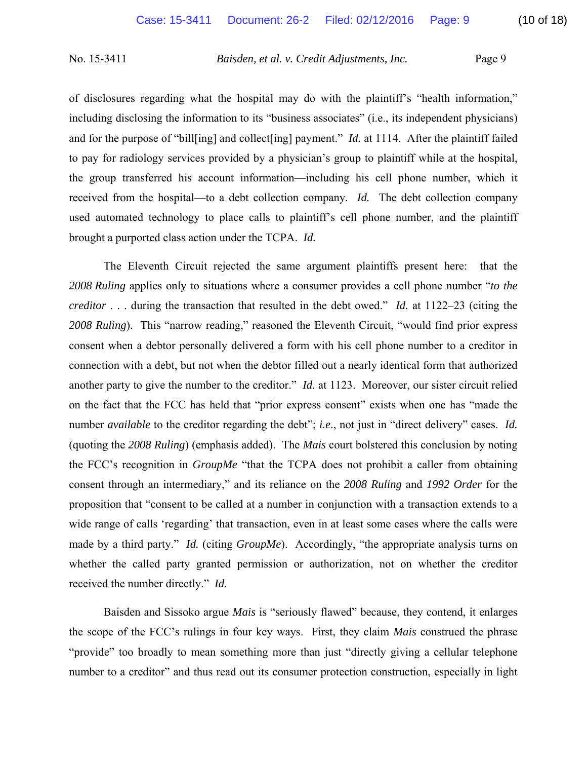of disclosures regarding what the hospital may do with the plaintiff's "health information," including disclosing the information to its "business associates" (i.e., its independent physicians) and for the purpose of "bill[ing] and collect[ing] payment." *Id.* at 1114. After the plaintiff failed to pay for radiology services provided by a physician's group to plaintiff while at the hospital, the group transferred his account information—including his cell phone number, which it received from the hospital—to a debt collection company. *Id.* The debt collection company used automated technology to place calls to plaintiff's cell phone number, and the plaintiff brought a purported class action under the TCPA. *Id.*

The Eleventh Circuit rejected the same argument plaintiffs present here: that the *2008 Ruling* applies only to situations where a consumer provides a cell phone number "*to the creditor* . . . during the transaction that resulted in the debt owed." *Id.* at 1122–23 (citing the *2008 Ruling*). This "narrow reading," reasoned the Eleventh Circuit, "would find prior express consent when a debtor personally delivered a form with his cell phone number to a creditor in connection with a debt, but not when the debtor filled out a nearly identical form that authorized another party to give the number to the creditor." *Id.* at 1123. Moreover, our sister circuit relied on the fact that the FCC has held that "prior express consent" exists when one has "made the number *available* to the creditor regarding the debt"; ***i.e.***, not just in "direct delivery" cases. *Id.* (quoting the *2008 Ruling*) (emphasis added). The *Mais* court bolstered this conclusion by noting the FCC's recognition in *GroupMe* "that the TCPA does not prohibit a caller from obtaining consent through an intermediary," and its reliance on the *2008 Ruling* and *1992 Order* for the proposition that "consent to be called at a number in conjunction with a transaction extends to a wide range of calls 'regarding' that transaction, even in at least some cases where the calls were made by a third party." *Id.* (citing *GroupMe*). Accordingly, "the appropriate analysis turns on whether the called party granted permission or authorization, not on whether the creditor received the number directly." *Id.*

Baisden and Sissoko argue *Mais* is "seriously flawed" because, they contend, it enlarges the scope of the FCC's rulings in four key ways. First, they claim *Mais* construed the phrase "provide" too broadly to mean something more than just "directly giving a cellular telephone number to a creditor" and thus read out its consumer protection construction, especially in light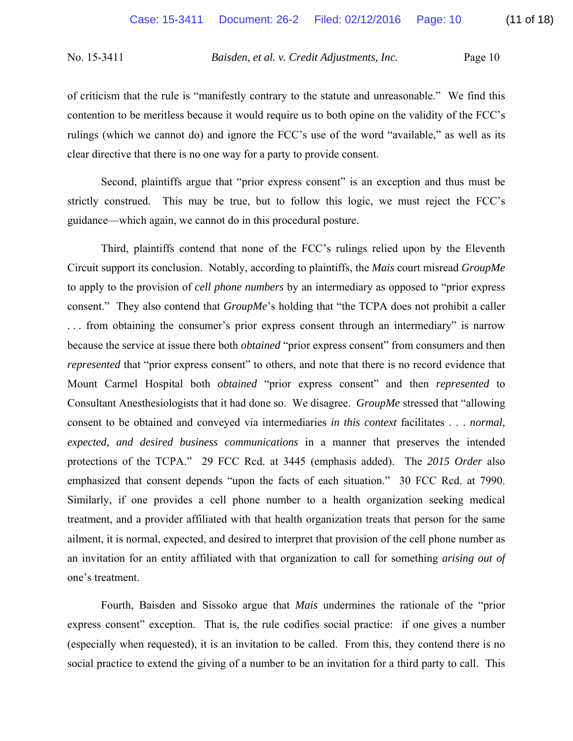of criticism that the rule is "manifestly contrary to the statute and unreasonable." We find this contention to be meritless because it would require us to both opine on the validity of the FCC's rulings (which we cannot do) and ignore the FCC's use of the word "available," as well as its clear directive that there is no one way for a party to provide consent.

Second, plaintiffs argue that "prior express consent" is an exception and thus must be strictly construed. This may be true, but to follow this logic, we must reject the FCC's guidance—which again, we cannot do in this procedural posture.

Third, plaintiffs contend that none of the FCC's rulings relied upon by the Eleventh Circuit support its conclusion. Notably, according to plaintiffs, the *Mais* court misread *GroupMe* to apply to the provision of *cell phone numbers* by an intermediary as opposed to "prior express consent." They also contend that *GroupMe*'s holding that "the TCPA does not prohibit a caller . . . from obtaining the consumer's prior express consent through an intermediary" is narrow because the service at issue there both *obtained* "prior express consent" from consumers and then *represented* that "prior express consent" to others, and note that there is no record evidence that Mount Carmel Hospital both *obtained* "prior express consent" and then *represented* to Consultant Anesthesiologists that it had done so. We disagree. *GroupMe* stressed that "allowing consent to be obtained and conveyed via intermediaries *in this context* facilitates . . . *normal, expected, and desired business communications* in a manner that preserves the intended protections of the TCPA." 29 FCC Rcd. at 3445 (emphasis added). The *2015 Order* also emphasized that consent depends "upon the facts of each situation." 30 FCC Rcd. at 7990. Similarly, if one provides a cell phone number to a health organization seeking medical treatment, and a provider affiliated with that health organization treats that person for the same ailment, it is normal, expected, and desired to interpret that provision of the cell phone number as an invitation for an entity affiliated with that organization to call for something *arising out of* one's treatment.

Fourth, Baisden and Sissoko argue that *Mais* undermines the rationale of the "prior express consent" exception. That is, the rule codifies social practice: if one gives a number (especially when requested), it is an invitation to be called. From this, they contend there is no social practice to extend the giving of a number to be an invitation for a third party to call. This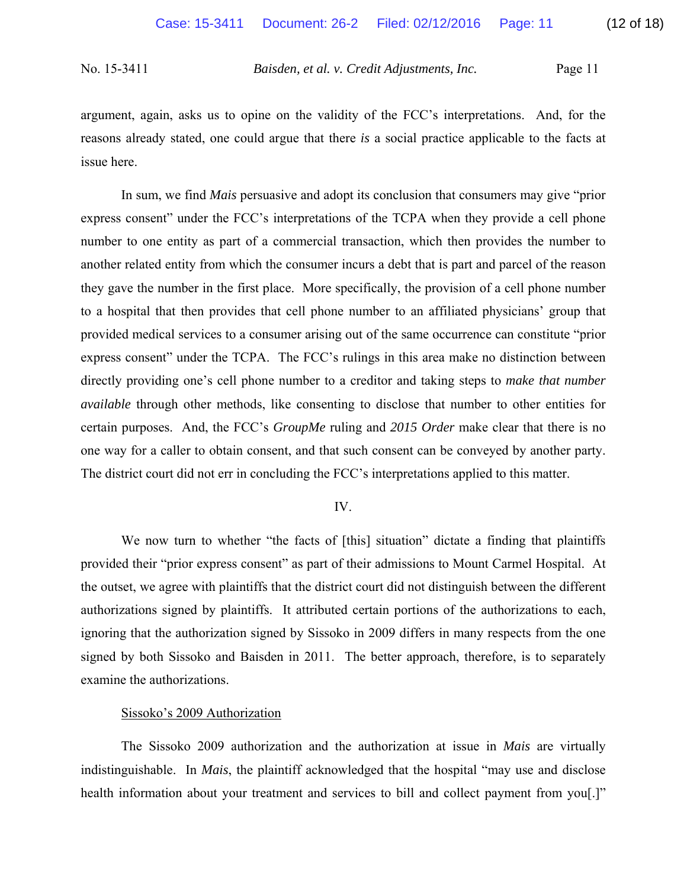argument, again, asks us to opine on the validity of the FCC's interpretations. And, for the reasons already stated, one could argue that there *is* a social practice applicable to the facts at issue here.

In sum, we find *Mais* persuasive and adopt its conclusion that consumers may give "prior express consent" under the FCC's interpretations of the TCPA when they provide a cell phone number to one entity as part of a commercial transaction, which then provides the number to another related entity from which the consumer incurs a debt that is part and parcel of the reason they gave the number in the first place. More specifically, the provision of a cell phone number to a hospital that then provides that cell phone number to an affiliated physicians' group that provided medical services to a consumer arising out of the same occurrence can constitute "prior express consent" under the TCPA. The FCC's rulings in this area make no distinction between directly providing one's cell phone number to a creditor and taking steps to *make that number available* through other methods, like consenting to disclose that number to other entities for certain purposes. And, the FCC's *GroupMe* ruling and *2015 Order* make clear that there is no one way for a caller to obtain consent, and that such consent can be conveyed by another party. The district court did not err in concluding the FCC's interpretations applied to this matter.

## IV.

We now turn to whether "the facts of [this] situation" dictate a finding that plaintiffs provided their "prior express consent" as part of their admissions to Mount Carmel Hospital. At the outset, we agree with plaintiffs that the district court did not distinguish between the different authorizations signed by plaintiffs. It attributed certain portions of the authorizations to each, ignoring that the authorization signed by Sissoko in 2009 differs in many respects from the one signed by both Sissoko and Baisden in 2011. The better approach, therefore, is to separately examine the authorizations.

### Sissoko's 2009 Authorization

The Sissoko 2009 authorization and the authorization at issue in *Mais* are virtually indistinguishable. In *Mais*, the plaintiff acknowledged that the hospital "may use and disclose health information about your treatment and services to bill and collect payment from you[.]"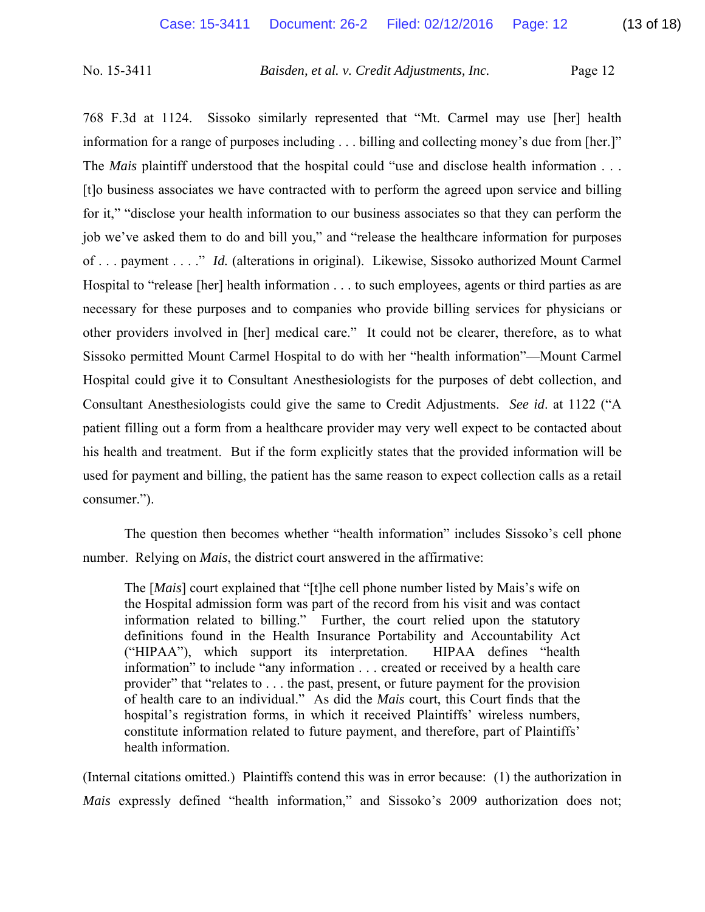768 F.3d at 1124. Sissoko similarly represented that "Mt. Carmel may use [her] health information for a range of purposes including . . . billing and collecting money's due from [her.]" The *Mais* plaintiff understood that the hospital could "use and disclose health information . . . [t]o business associates we have contracted with to perform the agreed upon service and billing for it," "disclose your health information to our business associates so that they can perform the job we've asked them to do and bill you," and "release the healthcare information for purposes of . . . payment . . . ." *Id.* (alterations in original). Likewise, Sissoko authorized Mount Carmel Hospital to "release [her] health information . . . to such employees, agents or third parties as are necessary for these purposes and to companies who provide billing services for physicians or other providers involved in [her] medical care." It could not be clearer, therefore, as to what Sissoko permitted Mount Carmel Hospital to do with her "health information"—Mount Carmel Hospital could give it to Consultant Anesthesiologists for the purposes of debt collection, and Consultant Anesthesiologists could give the same to Credit Adjustments. *See id*. at 1122 ("A patient filling out a form from a healthcare provider may very well expect to be contacted about his health and treatment. But if the form explicitly states that the provided information will be used for payment and billing, the patient has the same reason to expect collection calls as a retail consumer.").

The question then becomes whether "health information" includes Sissoko's cell phone number. Relying on *Mais*, the district court answered in the affirmative:

> The [*Mais*] court explained that "[t]he cell phone number listed by Mais's wife on the Hospital admission form was part of the record from his visit and was contact information related to billing." Further, the court relied upon the statutory definitions found in the Health Insurance Portability and Accountability Act ("HIPAA"), which support its interpretation. HIPAA defines "health information" to include "any information . . . created or received by a health care provider" that "relates to . . . the past, present, or future payment for the provision of health care to an individual." As did the *Mais* court, this Court finds that the hospital's registration forms, in which it received Plaintiffs' wireless numbers, constitute information related to future payment, and therefore, part of Plaintiffs' health information.

(Internal citations omitted.) Plaintiffs contend this was in error because: (1) the authorization in *Mais* expressly defined "health information," and Sissoko's 2009 authorization does not;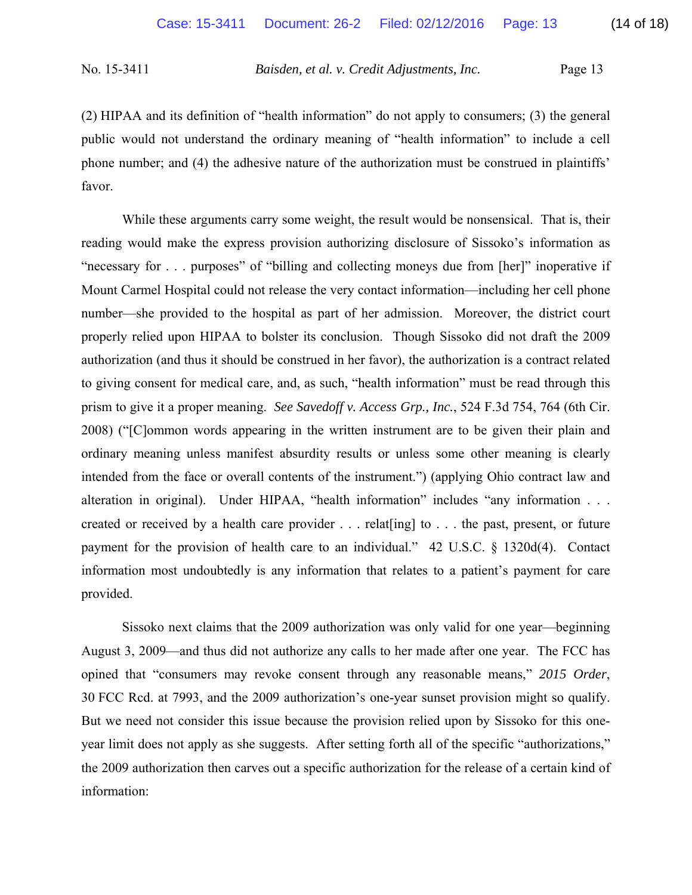(2) HIPAA and its definition of "health information" do not apply to consumers; (3) the general public would not understand the ordinary meaning of "health information" to include a cell phone number; and (4) the adhesive nature of the authorization must be construed in plaintiffs' favor.

While these arguments carry some weight, the result would be nonsensical. That is, their reading would make the express provision authorizing disclosure of Sissoko's information as "necessary for . . . purposes" of "billing and collecting moneys due from [her]" inoperative if Mount Carmel Hospital could not release the very contact information—including her cell phone number—she provided to the hospital as part of her admission. Moreover, the district court properly relied upon HIPAA to bolster its conclusion. Though Sissoko did not draft the 2009 authorization (and thus it should be construed in her favor), the authorization is a contract related to giving consent for medical care, and, as such, "health information" must be read through this prism to give it a proper meaning. *See Savedoff v. Access Grp., Inc.*, 524 F.3d 754, 764 (6th Cir. 2008) ("[C]ommon words appearing in the written instrument are to be given their plain and ordinary meaning unless manifest absurdity results or unless some other meaning is clearly intended from the face or overall contents of the instrument.") (applying Ohio contract law and alteration in original). Under HIPAA, "health information" includes "any information . . . created or received by a health care provider . . . relat[ing] to . . . the past, present, or future payment for the provision of health care to an individual." 42 U.S.C. § 1320d(4). Contact information most undoubtedly is any information that relates to a patient's payment for care provided.

Sissoko next claims that the 2009 authorization was only valid for one year—beginning August 3, 2009—and thus did not authorize any calls to her made after one year. The FCC has opined that "consumers may revoke consent through any reasonable means," *2015 Order*, 30 FCC Rcd. at 7993, and the 2009 authorization's one-year sunset provision might so qualify. But we need not consider this issue because the provision relied upon by Sissoko for this one-year limit does not apply as she suggests. After setting forth all of the specific "authorizations," the 2009 authorization then carves out a specific authorization for the release of a certain kind of information: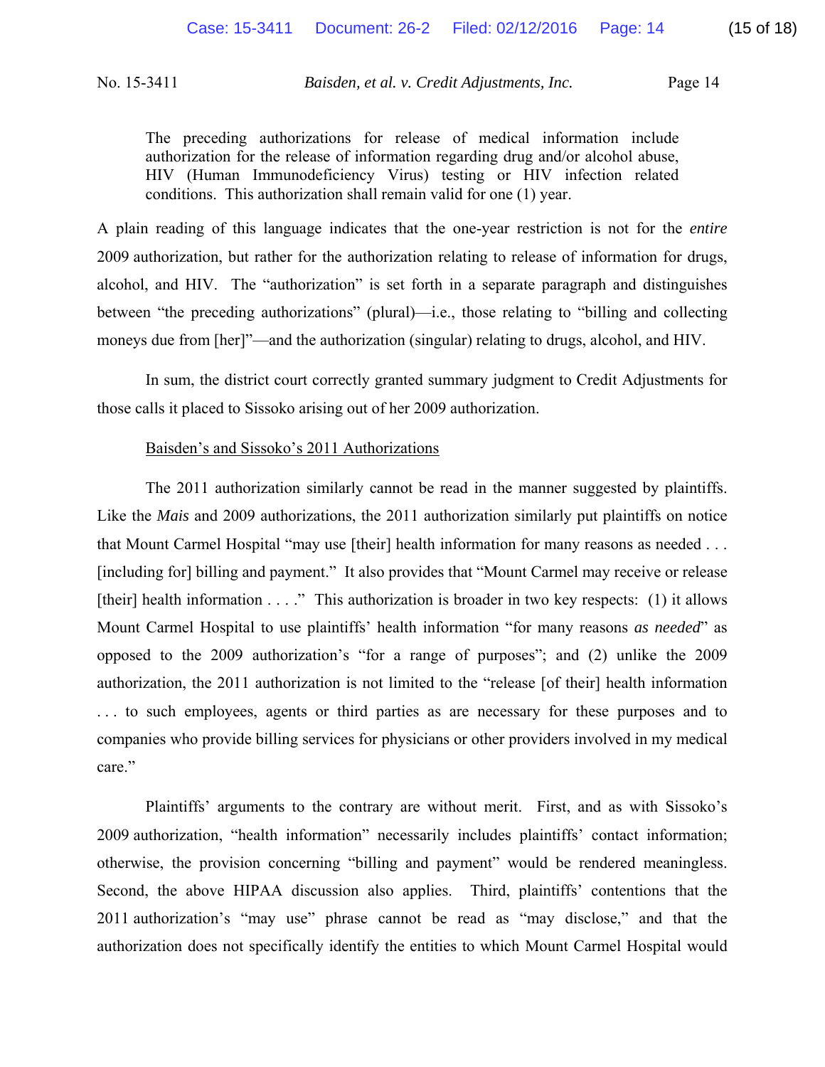> The preceding authorizations for release of medical information include authorization for the release of information regarding drug and/or alcohol abuse, HIV (Human Immunodeficiency Virus) testing or HIV infection related conditions. This authorization shall remain valid for one (1) year.

A plain reading of this language indicates that the one-year restriction is not for the *entire* 2009 authorization, but rather for the authorization relating to release of information for drugs, alcohol, and HIV. The "authorization" is set forth in a separate paragraph and distinguishes between "the preceding authorizations" (plural)—i.e., those relating to "billing and collecting moneys due from [her]"—and the authorization (singular) relating to drugs, alcohol, and HIV.

In sum, the district court correctly granted summary judgment to Credit Adjustments for those calls it placed to Sissoko arising out of her 2009 authorization.

Baisden's and Sissoko's 2011 Authorizations

The 2011 authorization similarly cannot be read in the manner suggested by plaintiffs. Like the *Mais* and 2009 authorizations, the 2011 authorization similarly put plaintiffs on notice that Mount Carmel Hospital "may use [their] health information for many reasons as needed . . . [including for] billing and payment." It also provides that "Mount Carmel may receive or release [their] health information . . . ." This authorization is broader in two key respects: (1) it allows Mount Carmel Hospital to use plaintiffs' health information "for many reasons *as needed*" as opposed to the 2009 authorization's "for a range of purposes"; and (2) unlike the 2009 authorization, the 2011 authorization is not limited to the "release [of their] health information . . . to such employees, agents or third parties as are necessary for these purposes and to companies who provide billing services for physicians or other providers involved in my medical care."

Plaintiffs' arguments to the contrary are without merit. First, and as with Sissoko's 2009 authorization, "health information" necessarily includes plaintiffs' contact information; otherwise, the provision concerning "billing and payment" would be rendered meaningless. Second, the above HIPAA discussion also applies. Third, plaintiffs' contentions that the 2011 authorization's "may use" phrase cannot be read as "may disclose," and that the authorization does not specifically identify the entities to which Mount Carmel Hospital would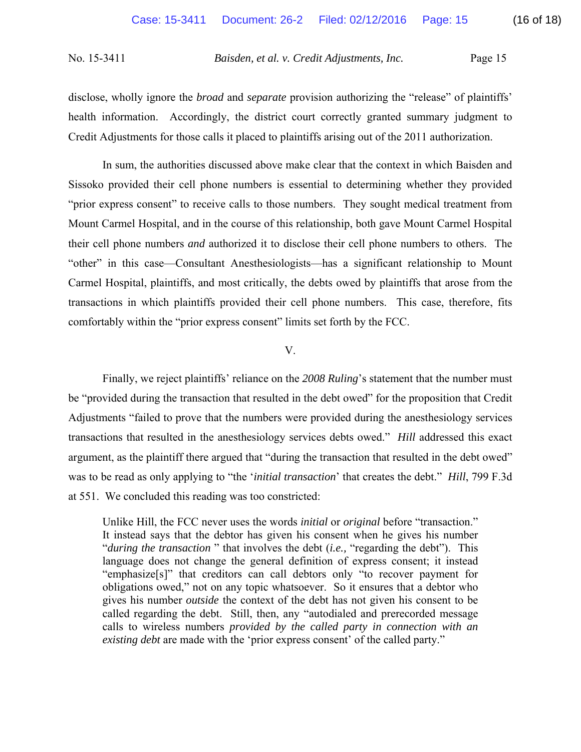disclose, wholly ignore the *broad* and *separate* provision authorizing the "release" of plaintiffs' health information. Accordingly, the district court correctly granted summary judgment to Credit Adjustments for those calls it placed to plaintiffs arising out of the 2011 authorization.

In sum, the authorities discussed above make clear that the context in which Baisden and Sissoko provided their cell phone numbers is essential to determining whether they provided "prior express consent" to receive calls to those numbers. They sought medical treatment from Mount Carmel Hospital, and in the course of this relationship, both gave Mount Carmel Hospital their cell phone numbers *and* authorized it to disclose their cell phone numbers to others. The "other" in this case—Consultant Anesthesiologists—has a significant relationship to Mount Carmel Hospital, plaintiffs, and most critically, the debts owed by plaintiffs that arose from the transactions in which plaintiffs provided their cell phone numbers. This case, therefore, fits comfortably within the "prior express consent" limits set forth by the FCC.

## V.

Finally, we reject plaintiffs' reliance on the *2008 Ruling*'s statement that the number must be "provided during the transaction that resulted in the debt owed" for the proposition that Credit Adjustments "failed to prove that the numbers were provided during the anesthesiology services transactions that resulted in the anesthesiology services debts owed." *Hill* addressed this exact argument, as the plaintiff there argued that "during the transaction that resulted in the debt owed" was to be read as only applying to "the '*initial transaction*' that creates the debt." *Hill*, 799 F.3d at 551. We concluded this reading was too constricted:

> Unlike Hill, the FCC never uses the words *initial* or *original* before "transaction." It instead says that the debtor has given his consent when he gives his number "*during the transaction* " that involves the debt (*i.e.,* "regarding the debt"). This language does not change the general definition of express consent; it instead "emphasize[s]" that creditors can call debtors only "to recover payment for obligations owed," not on any topic whatsoever. So it ensures that a debtor who gives his number *outside* the context of the debt has not given his consent to be called regarding the debt. Still, then, any "autodialed and prerecorded message calls to wireless numbers *provided by the called party in connection with an existing debt* are made with the 'prior express consent' of the called party."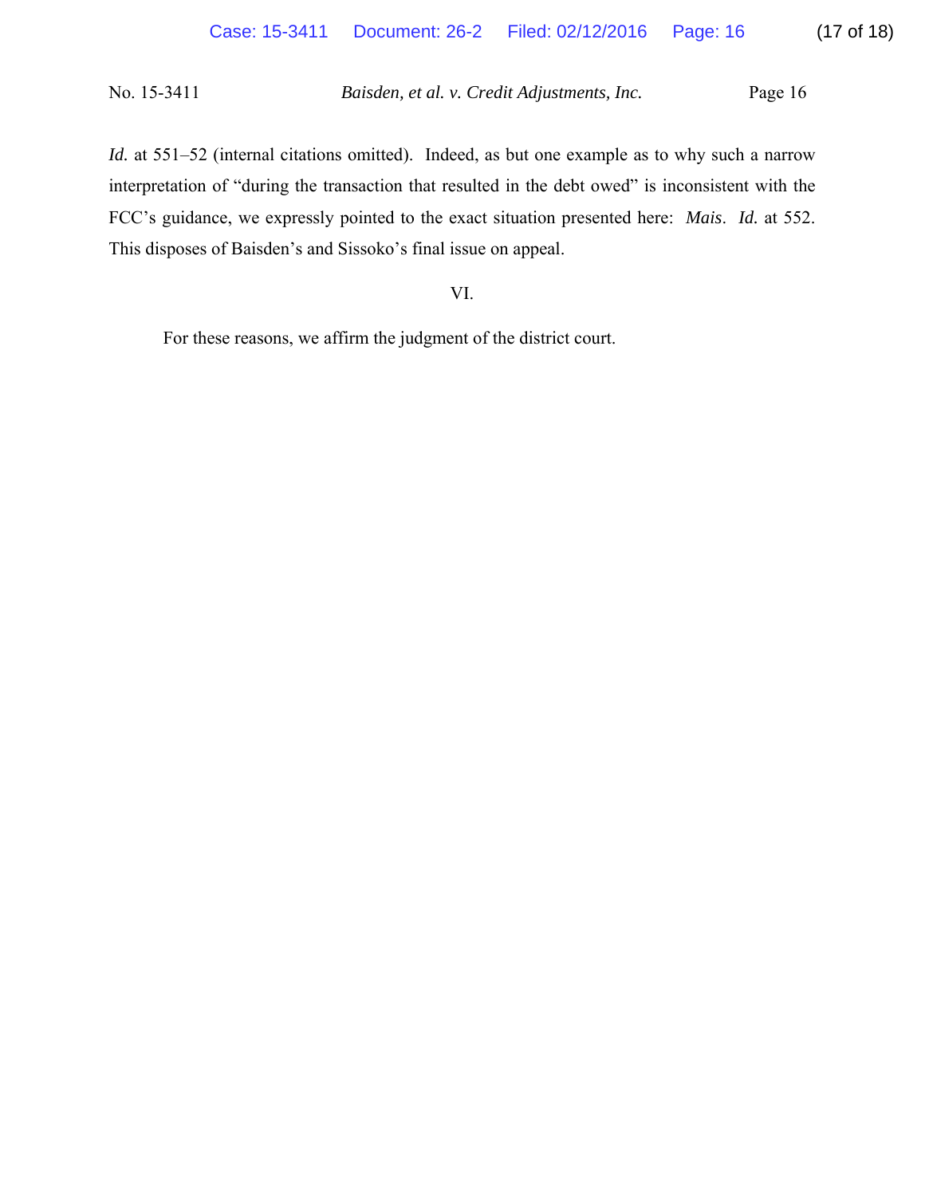*Id.* at 551–52 (internal citations omitted). Indeed, as but one example as to why such a narrow interpretation of "during the transaction that resulted in the debt owed" is inconsistent with the FCC's guidance, we expressly pointed to the exact situation presented here: *Mais*. *Id.* at 552. This disposes of Baisden's and Sissoko's final issue on appeal.

VI.

For these reasons, we affirm the judgment of the district court.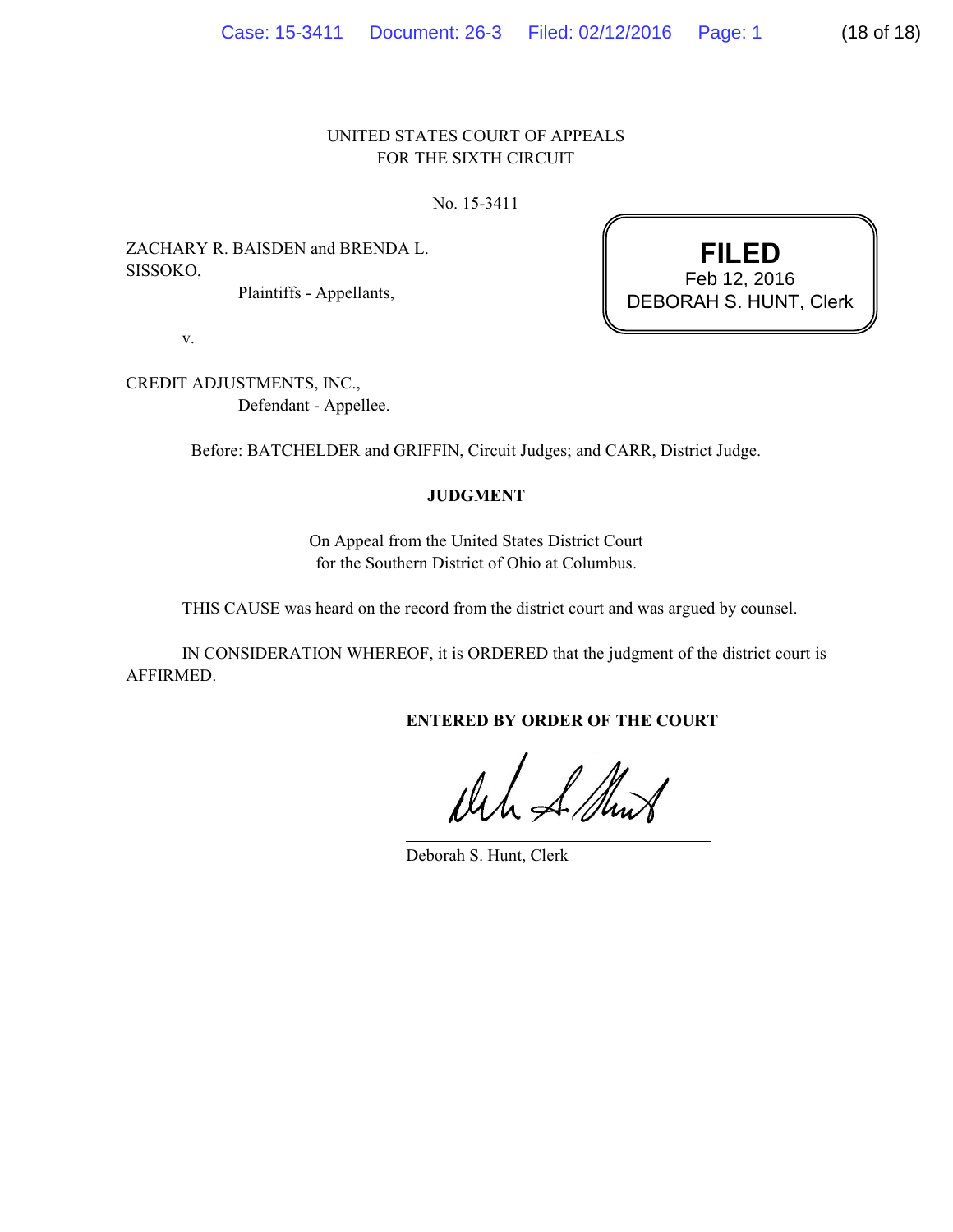UNITED STATES COURT OF APPEALS
FOR THE SIXTH CIRCUIT

No. 15-3411

ZACHARY R. BAISDEN and BRENDA L. SISSOKO,
Plaintiffs - Appellants,

**FILED**
Feb 12, 2016
DEBORAH S. HUNT, Clerk

v.

CREDIT ADJUSTMENTS, INC.,
Defendant - Appellee.

Before: BATCHELDER and GRIFFIN, Circuit Judges; and CARR, District Judge.

**JUDGMENT**

On Appeal from the United States District Court
for the Southern District of Ohio at Columbus.

THIS CAUSE was heard on the record from the district court and was argued by counsel.

IN CONSIDERATION WHEREOF, it is ORDERED that the judgment of the district court is AFFIRMED.

**ENTERED BY ORDER OF THE COURT**

Deborah S. Hunt, Clerk